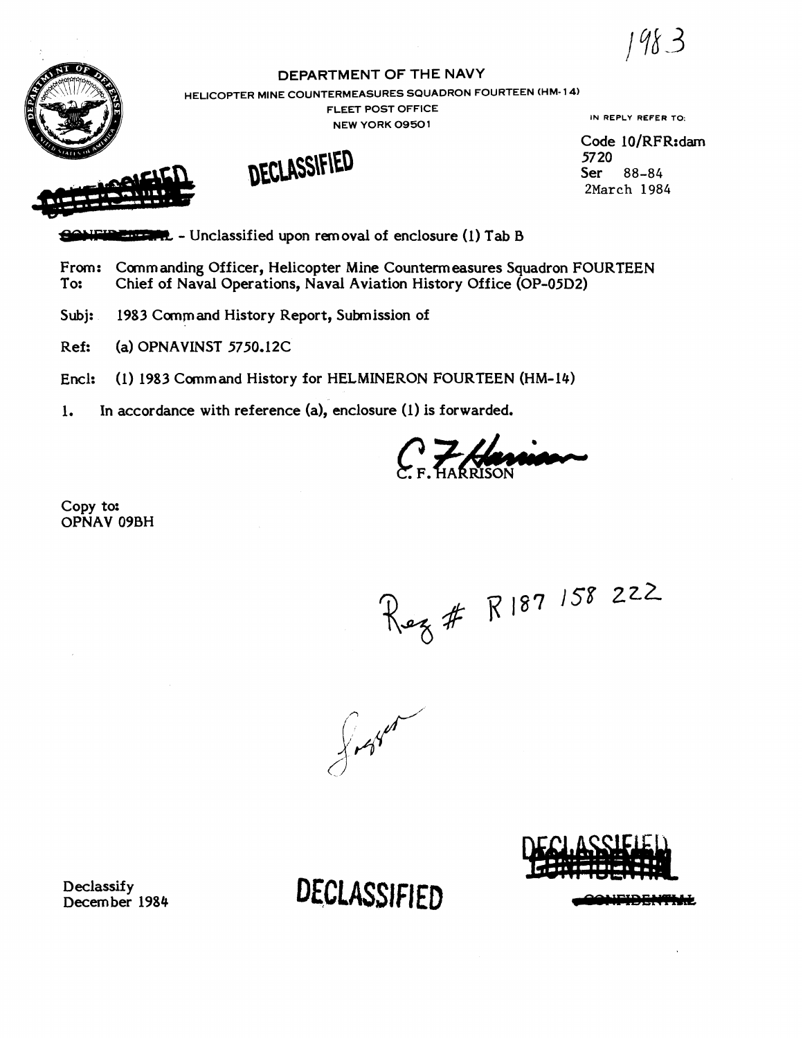1983

DEPARTMENT OF THE NAVY

HELICOPTER MINE COUNTERMEASURES SQUADRON FOURTEEN (HM-14)

FLEET POST OFFICE

NEW YORK 09501

IN REPLY REFER TO:

Code 10/RFR:dam
5720
Ser 88-84
2March 1984

DECLASSIFIED

~~CONFIDENTIAL~~ - Unclassified upon removal of enclosure (1) Tab B

From: Commanding Officer, Helicopter Mine Countermeasures Squadron FOURTEEN
To: Chief of Naval Operations, Naval Aviation History Office (OP-05D2)

Subj: 1983 Command History Report, Submission of

Ref: (a) OPNAVINST 5750.12C

Encl: (1) 1983 Command History for HELMINERON FOURTEEN (HM-14)

1. In accordance with reference (a), enclosure (1) is forwarded.

C. F. HARRISON

Copy to:
OPNAV 09BH

Reg # R187 158 222

Declassify
December 1984

DECLASSIFIED

DECLASSIFIED
~~CONFIDENTIAL~~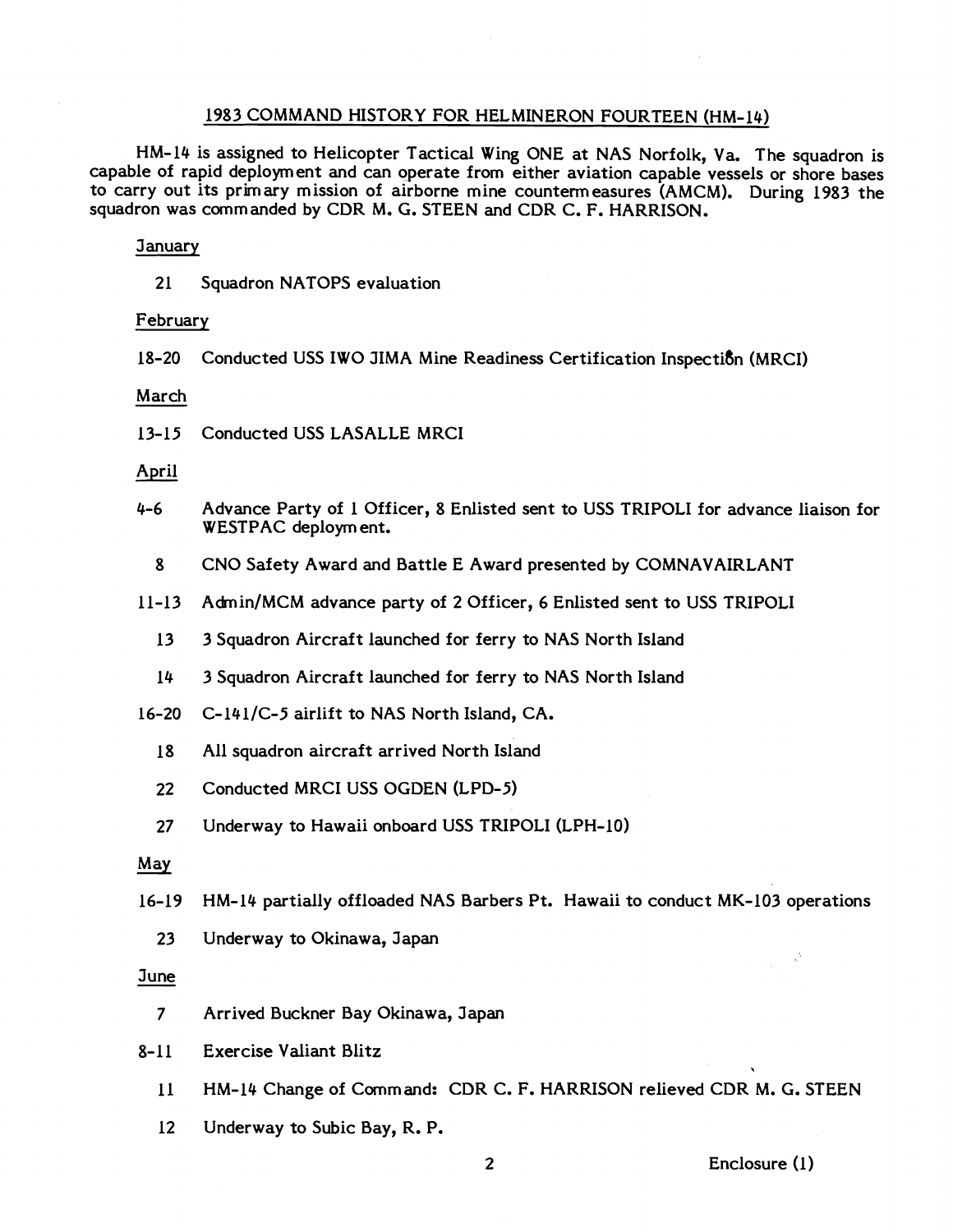## 1983 COMMAND HISTORY FOR HELMINERON FOURTEEN (HM-14)

HM-14 is assigned to Helicopter Tactical Wing ONE at NAS Norfolk, Va. The squadron is capable of rapid deployment and can operate from either aviation capable vessels or shore bases to carry out its primary mission of airborne mine countermeasures (AMCM). During 1983 the squadron was commanded by CDR M. G. STEEN and CDR C. F. HARRISON.

### January

21 Squadron NATOPS evaluation

### February

18-20 Conducted USS IWO JIMA Mine Readiness Certification Inspection (MRCI)

### March

13-15 Conducted USS LASALLE MRCI

### April

4-6 Advance Party of 1 Officer, 8 Enlisted sent to USS TRIPOLI for advance liaison for WESTPAC deployment.

8 CNO Safety Award and Battle E Award presented by COMNAVAIRLANT

11-13 Admin/MCM advance party of 2 Officer, 6 Enlisted sent to USS TRIPOLI

13 3 Squadron Aircraft launched for ferry to NAS North Island

14 3 Squadron Aircraft launched for ferry to NAS North Island

16-20 C-141/C-5 airlift to NAS North Island, CA.

18 All squadron aircraft arrived North Island

22 Conducted MRCI USS OGDEN (LPD-5)

27 Underway to Hawaii onboard USS TRIPOLI (LPH-10)

### May

16-19 HM-14 partially offloaded NAS Barbers Pt. Hawaii to conduct MK-103 operations

23 Underway to Okinawa, Japan

### June

7 Arrived Buckner Bay Okinawa, Japan

8-11 Exercise Valiant Blitz

11 HM-14 Change of Command: CDR C. F. HARRISON relieved CDR M. G. STEEN

12 Underway to Subic Bay, R. P.

Enclosure (1)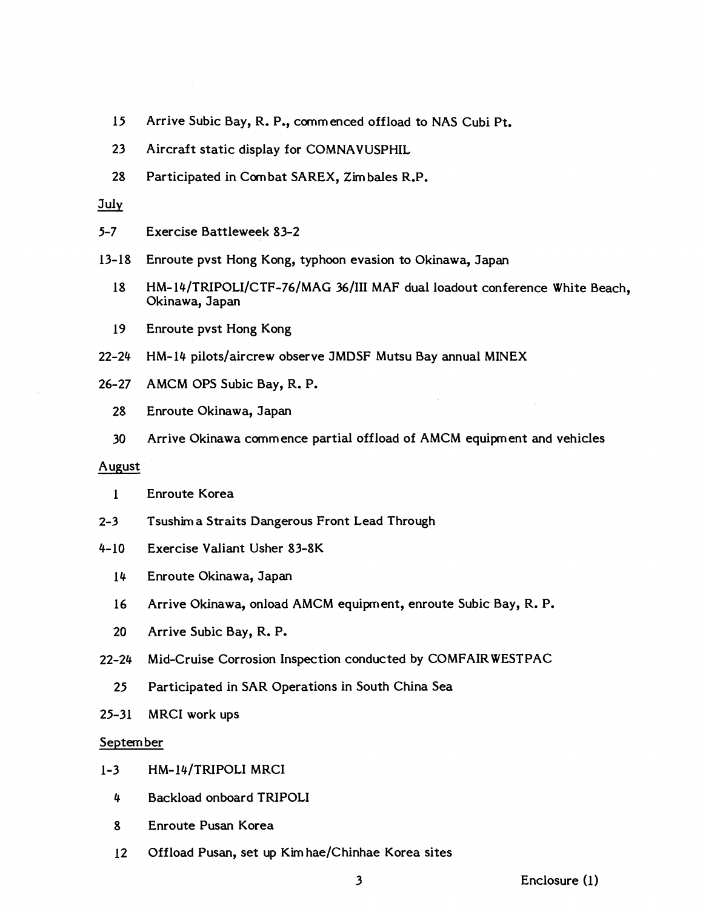15 Arrive Subic Bay, R. P., commenced offload to NAS Cubi Pt.

23 Aircraft static display for COMNAVUSPHIL

28 Participated in Combat SAREX, Zimbales R.P.

July

5-7 Exercise Battleweek 83-2

13-18 Enroute pvst Hong Kong, typhoon evasion to Okinawa, Japan

18 HM-14/TRIPOLI/CTF-76/MAG 36/III MAF dual loadout conference White Beach, Okinawa, Japan

19 Enroute pvst Hong Kong

22-24 HM-14 pilots/aircrew observe JMDSF Mutsu Bay annual MINEX

26-27 AMCM OPS Subic Bay, R. P.

28 Enroute Okinawa, Japan

30 Arrive Okinawa commence partial offload of AMCM equipment and vehicles

August

1 Enroute Korea

2-3 Tsushima Straits Dangerous Front Lead Through

4-10 Exercise Valiant Usher 83-8K

14 Enroute Okinawa, Japan

16 Arrive Okinawa, onload AMCM equipment, enroute Subic Bay, R. P.

20 Arrive Subic Bay, R. P.

22-24 Mid-Cruise Corrosion Inspection conducted by COMFAIRWESTPAC

25 Participated in SAR Operations in South China Sea

25-31 MRCI work ups

September

1-3 HM-14/TRIPOLI MRCI

4 Backload onboard TRIPOLI

8 Enroute Pusan Korea

12 Offload Pusan, set up Kimhae/Chinhae Korea sites

Enclosure (1)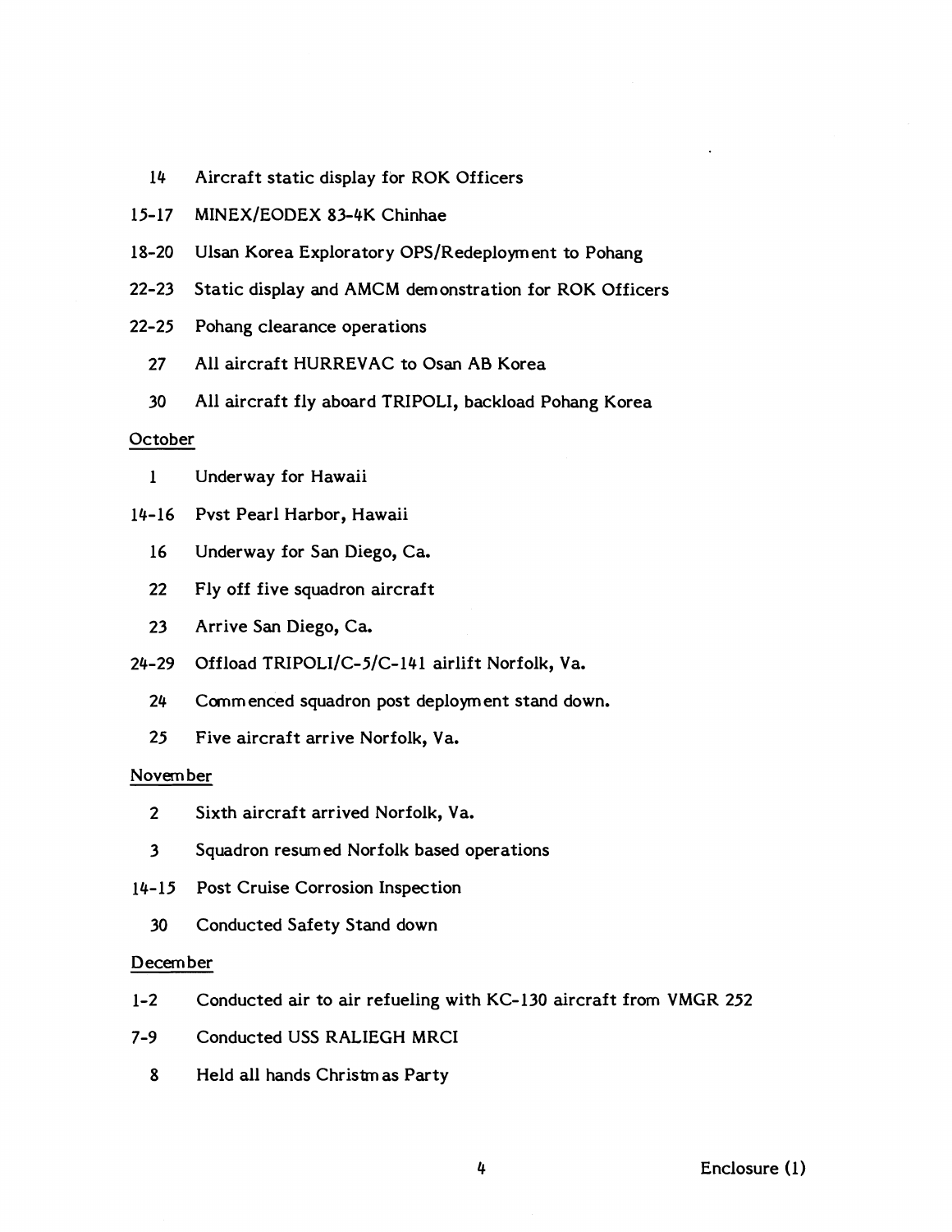14 Aircraft static display for ROK Officers

15-17 MINEX/EODEX 83-4K Chinhae

18-20 Ulsan Korea Exploratory OPS/Redeployment to Pohang

22-23 Static display and AMCM demonstration for ROK Officers

22-25 Pohang clearance operations

27 All aircraft HURREVAC to Osan AB Korea

30 All aircraft fly aboard TRIPOLI, backload Pohang Korea

October

1 Underway for Hawaii

14-16 Pvst Pearl Harbor, Hawaii

16 Underway for San Diego, Ca.

22 Fly off five squadron aircraft

23 Arrive San Diego, Ca.

24-29 Offload TRIPOLI/C-5/C-141 airlift Norfolk, Va.

24 Commenced squadron post deployment stand down.

25 Five aircraft arrive Norfolk, Va.

November

2 Sixth aircraft arrived Norfolk, Va.

3 Squadron resumed Norfolk based operations

14-15 Post Cruise Corrosion Inspection

30 Conducted Safety Stand down

December

1-2 Conducted air to air refueling with KC-130 aircraft from VMGR 252

7-9 Conducted USS RALIEGH MRCI

8 Held all hands Christmas Party

Enclosure (1)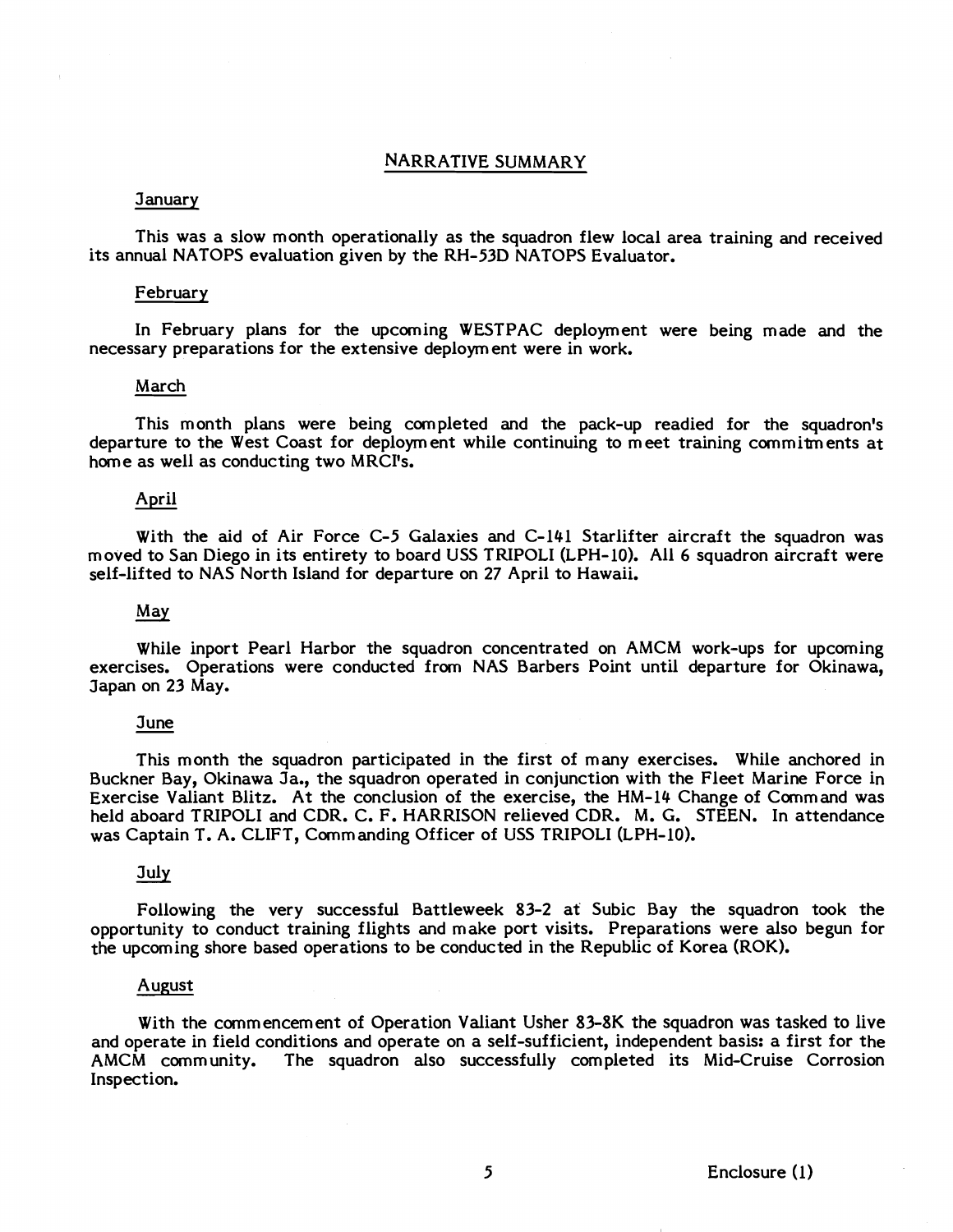## NARRATIVE SUMMARY

### January

This was a slow month operationally as the squadron flew local area training and received its annual NATOPS evaluation given by the RH-53D NATOPS Evaluator.

### February

In February plans for the upcoming WESTPAC deployment were being made and the necessary preparations for the extensive deployment were in work.

### March

This month plans were being completed and the pack-up readied for the squadron's departure to the West Coast for deployment while continuing to meet training commitments at home as well as conducting two MRCI's.

### April

With the aid of Air Force C-5 Galaxies and C-141 Starlifter aircraft the squadron was moved to San Diego in its entirety to board USS TRIPOLI (LPH-10). All 6 squadron aircraft were self-lifted to NAS North Island for departure on 27 April to Hawaii.

### May

While inport Pearl Harbor the squadron concentrated on AMCM work-ups for upcoming exercises. Operations were conducted from NAS Barbers Point until departure for Okinawa, Japan on 23 May.

### June

This month the squadron participated in the first of many exercises. While anchored in Buckner Bay, Okinawa Ja., the squadron operated in conjunction with the Fleet Marine Force in Exercise Valiant Blitz. At the conclusion of the exercise, the HM-14 Change of Command was held aboard TRIPOLI and CDR. C. F. HARRISON relieved CDR. M. G. STEEN. In attendance was Captain T. A. CLIFT, Commanding Officer of USS TRIPOLI (LPH-10).

### July

Following the very successful Battleweek 83-2 at Subic Bay the squadron took the opportunity to conduct training flights and make port visits. Preparations were also begun for the upcoming shore based operations to be conducted in the Republic of Korea (ROK).

### August

With the commencement of Operation Valiant Usher 83-8K the squadron was tasked to live and operate in field conditions and operate on a self-sufficient, independent basis: a first for the AMCM community. The squadron also successfully completed its Mid-Cruise Corrosion Inspection.

Enclosure (1)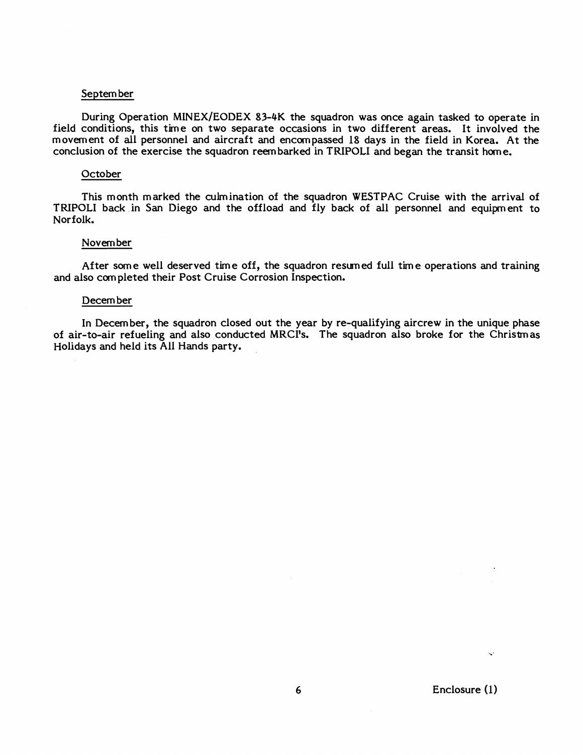September

During Operation MINEX/EODEX 83-4K the squadron was once again tasked to operate in field conditions, this time on two separate occasions in two different areas. It involved the movement of all personnel and aircraft and encompassed 18 days in the field in Korea. At the conclusion of the exercise the squadron reembarked in TRIPOLI and began the transit home.

October

This month marked the culmination of the squadron WESTPAC Cruise with the arrival of TRIPOLI back in San Diego and the offload and fly back of all personnel and equipment to Norfolk.

November

After some well deserved time off, the squadron resumed full time operations and training and also completed their Post Cruise Corrosion Inspection.

December

In December, the squadron closed out the year by re-qualifying aircrew in the unique phase of air-to-air refueling and also conducted MRCI's. The squadron also broke for the Christmas Holidays and held its All Hands party.

Enclosure (1)